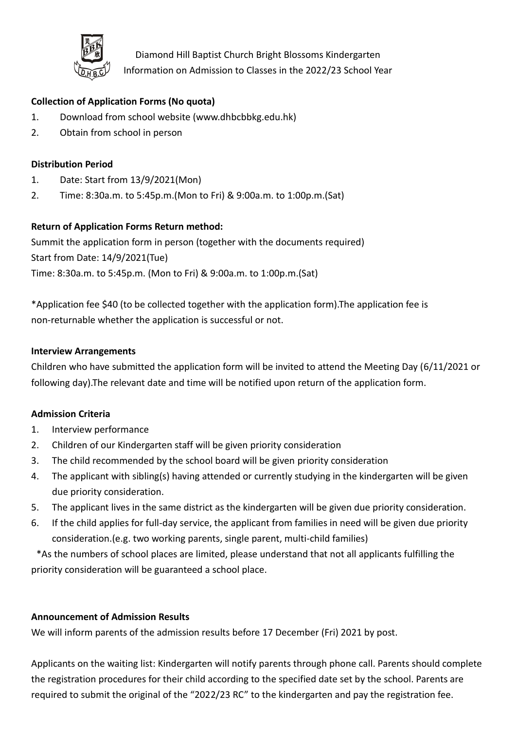Diamond Hill Baptist Church Bright Blossoms Kindergarten
Information on Admission to Classes in the 2022/23 School Year

**Collection of Application Forms (No quota)**

1. Download from school website (www.dhbcbbkg.edu.hk)
2. Obtain from school in person

**Distribution Period**

1. Date: Start from 13/9/2021(Mon)
2. Time: 8:30a.m. to 5:45p.m.(Mon to Fri) & 9:00a.m. to 1:00p.m.(Sat)

**Return of Application Forms Return method:**

Summit the application form in person (together with the documents required)
Start from Date: 14/9/2021(Tue)
Time: 8:30a.m. to 5:45p.m. (Mon to Fri) & 9:00a.m. to 1:00p.m.(Sat)

*Application fee $40 (to be collected together with the application form).The application fee is non-returnable whether the application is successful or not.

**Interview Arrangements**

Children who have submitted the application form will be invited to attend the Meeting Day (6/11/2021 or following day).The relevant date and time will be notified upon return of the application form.

**Admission Criteria**

1. Interview performance
2. Children of our Kindergarten staff will be given priority consideration
3. The child recommended by the school board will be given priority consideration
4. The applicant with sibling(s) having attended or currently studying in the kindergarten will be given due priority consideration.
5. The applicant lives in the same district as the kindergarten will be given due priority consideration.
6. If the child applies for full-day service, the applicant from families in need will be given due priority consideration.(e.g. two working parents, single parent, multi-child families)

*As the numbers of school places are limited, please understand that not all applicants fulfilling the priority consideration will be guaranteed a school place.

**Announcement of Admission Results**

We will inform parents of the admission results before 17 December (Fri) 2021 by post.

Applicants on the waiting list: Kindergarten will notify parents through phone call. Parents should complete the registration procedures for their child according to the specified date set by the school. Parents are required to submit the original of the "2022/23 RC" to the kindergarten and pay the registration fee.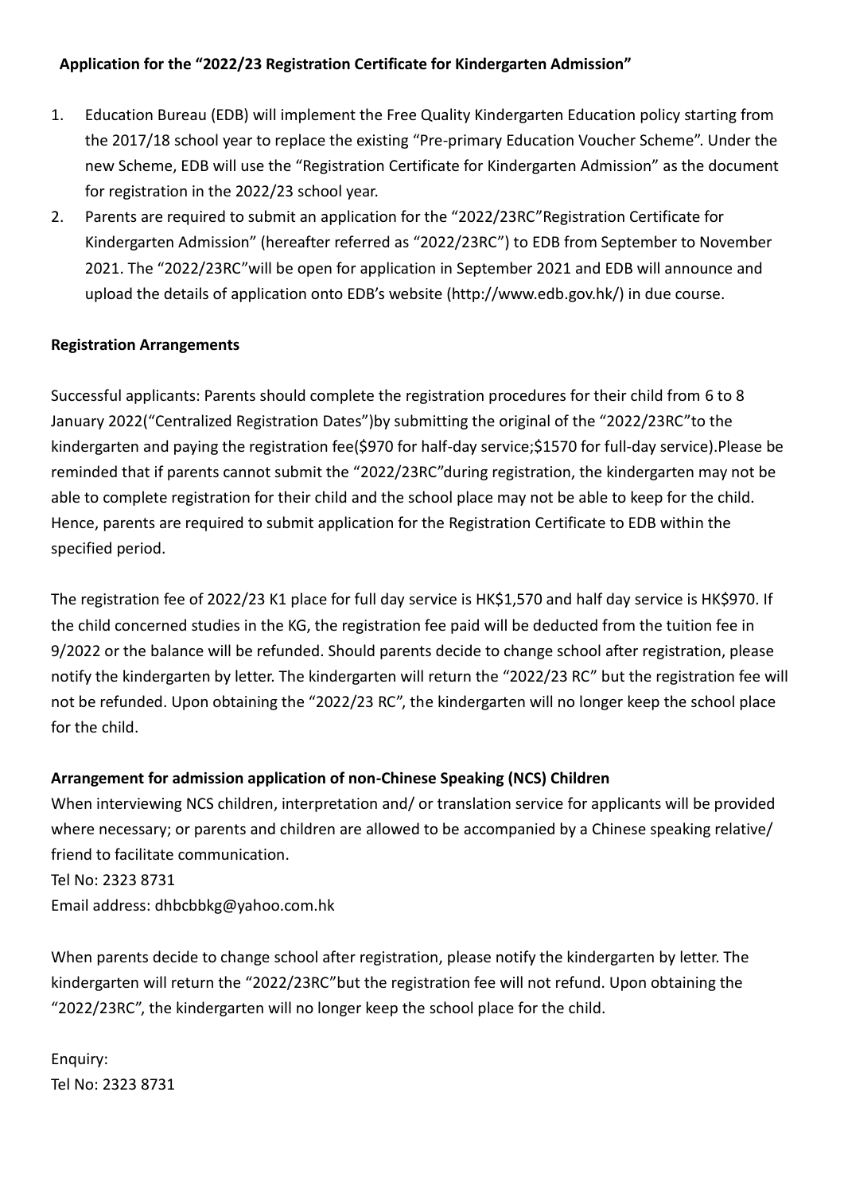**Application for the "2022/23 Registration Certificate for Kindergarten Admission"**

1. Education Bureau (EDB) will implement the Free Quality Kindergarten Education policy starting from the 2017/18 school year to replace the existing "Pre-primary Education Voucher Scheme". Under the new Scheme, EDB will use the "Registration Certificate for Kindergarten Admission" as the document for registration in the 2022/23 school year.
2. Parents are required to submit an application for the "2022/23RC"Registration Certificate for Kindergarten Admission" (hereafter referred as "2022/23RC") to EDB from September to November 2021. The "2022/23RC"will be open for application in September 2021 and EDB will announce and upload the details of application onto EDB's website (http://www.edb.gov.hk/) in due course.

**Registration Arrangements**

Successful applicants: Parents should complete the registration procedures for their child from 6 to 8 January 2022("Centralized Registration Dates")by submitting the original of the "2022/23RC"to the kindergarten and paying the registration fee($970 for half-day service;$1570 for full-day service).Please be reminded that if parents cannot submit the "2022/23RC"during registration, the kindergarten may not be able to complete registration for their child and the school place may not be able to keep for the child. Hence, parents are required to submit application for the Registration Certificate to EDB within the specified period.

The registration fee of 2022/23 K1 place for full day service is HK$1,570 and half day service is HK$970. If the child concerned studies in the KG, the registration fee paid will be deducted from the tuition fee in 9/2022 or the balance will be refunded. Should parents decide to change school after registration, please notify the kindergarten by letter. The kindergarten will return the "2022/23 RC" but the registration fee will not be refunded. Upon obtaining the "2022/23 RC", the kindergarten will no longer keep the school place for the child.

**Arrangement for admission application of non-Chinese Speaking (NCS) Children**

When interviewing NCS children, interpretation and/ or translation service for applicants will be provided where necessary; or parents and children are allowed to be accompanied by a Chinese speaking relative/ friend to facilitate communication.

Tel No: 2323 8731

Email address: dhbcbbkg@yahoo.com.hk

When parents decide to change school after registration, please notify the kindergarten by letter. The kindergarten will return the "2022/23RC"but the registration fee will not refund. Upon obtaining the "2022/23RC", the kindergarten will no longer keep the school place for the child.

Enquiry:

Tel No: 2323 8731